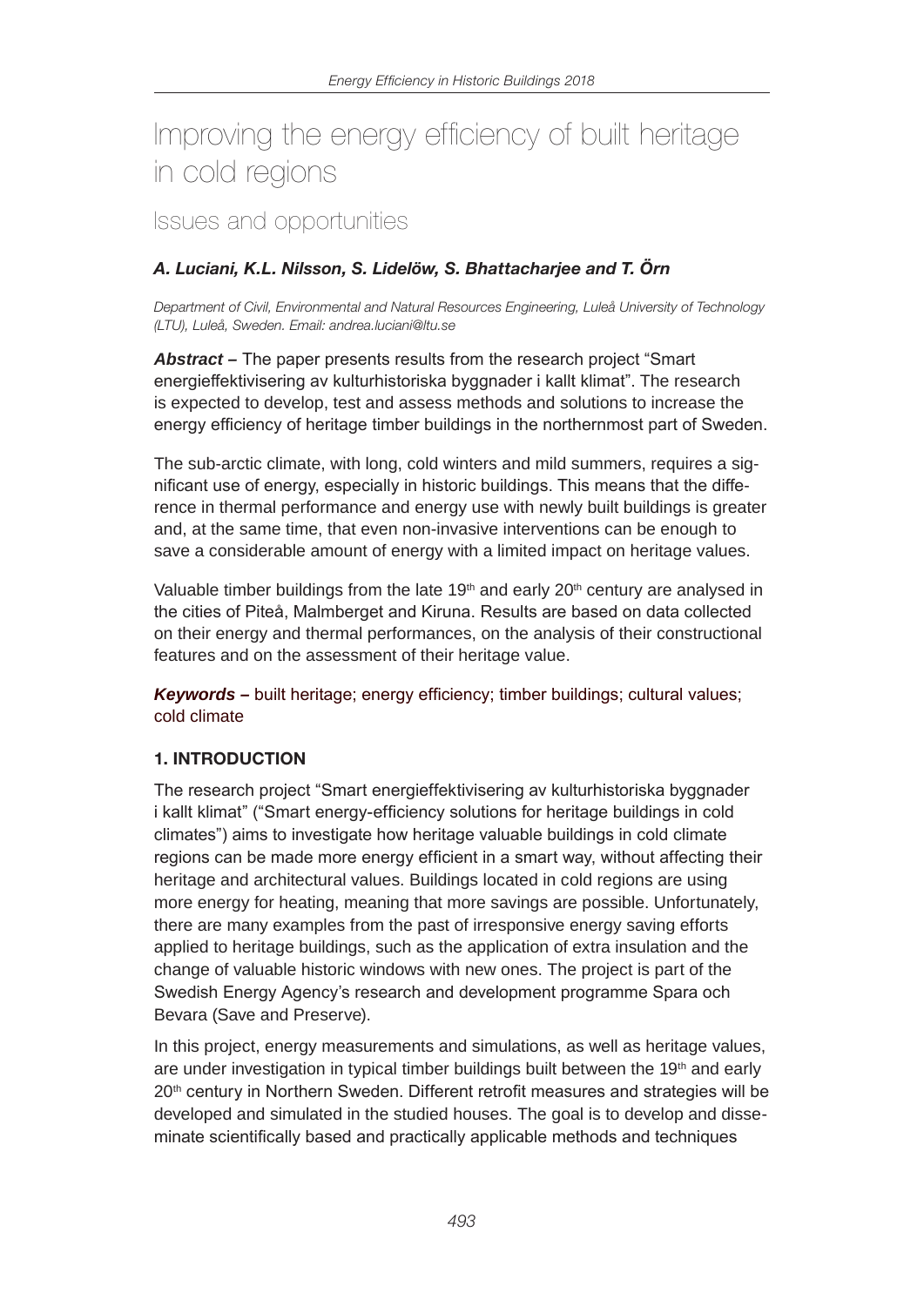# Improving the energy efficiency of built heritage in cold regions

## Issues and opportunities

***A. Luciani, K.L. Nilsson, S. Lidelöw, S. Bhattacharjee and T. Örn***

*Department of Civil, Environmental and Natural Resources Engineering, Luleå University of Technology (LTU), Luleå, Sweden. Email: andrea.luciani@ltu.se*

***Abstract –*** The paper presents results from the research project "Smart energieffektivisering av kulturhistoriska byggnader i kallt klimat". The research is expected to develop, test and assess methods and solutions to increase the energy efficiency of heritage timber buildings in the northernmost part of Sweden.

The sub-arctic climate, with long, cold winters and mild summers, requires a significant use of energy, especially in historic buildings. This means that the difference in thermal performance and energy use with newly built buildings is greater and, at the same time, that even non-invasive interventions can be enough to save a considerable amount of energy with a limited impact on heritage values.

Valuable timber buildings from the late 19th and early 20th century are analysed in the cities of Piteå, Malmberget and Kiruna. Results are based on data collected on their energy and thermal performances, on the analysis of their constructional features and on the assessment of their heritage value.

***Keywords –*** built heritage; energy efficiency; timber buildings; cultural values; cold climate

### 1. INTRODUCTION

The research project "Smart energieffektivisering av kulturhistoriska byggnader i kallt klimat" ("Smart energy-efficiency solutions for heritage buildings in cold climates") aims to investigate how heritage valuable buildings in cold climate regions can be made more energy efficient in a smart way, without affecting their heritage and architectural values. Buildings located in cold regions are using more energy for heating, meaning that more savings are possible. Unfortunately, there are many examples from the past of irresponsible energy saving efforts applied to heritage buildings, such as the application of extra insulation and the change of valuable historic windows with new ones. The project is part of the Swedish Energy Agency's research and development programme Spara och Bevara (Save and Preserve).

In this project, energy measurements and simulations, as well as heritage values, are under investigation in typical timber buildings built between the 19th and early 20th century in Northern Sweden. Different retrofit measures and strategies will be developed and simulated in the studied houses. The goal is to develop and disseminate scientifically based and practically applicable methods and techniques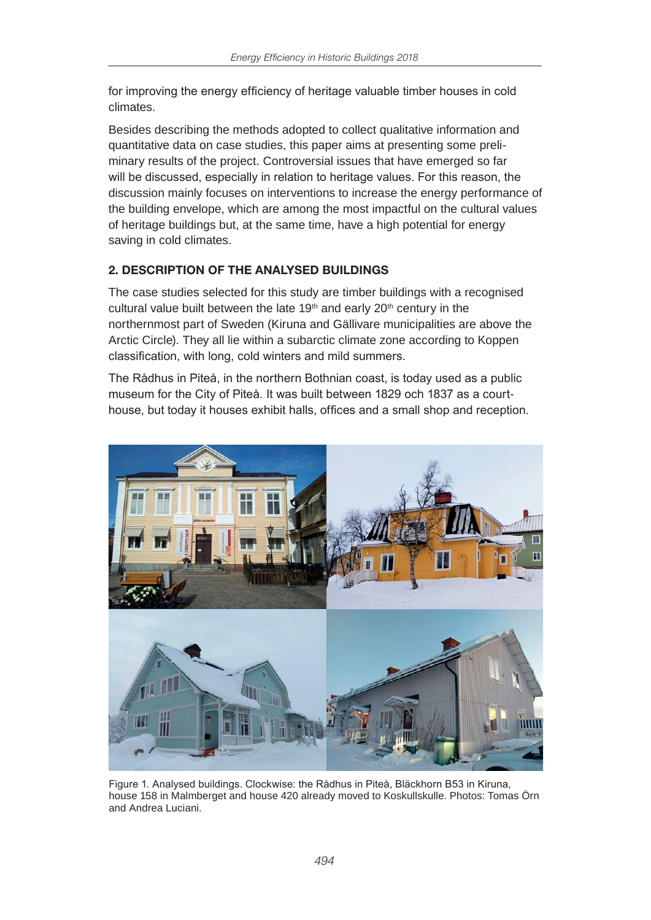for improving the energy efficiency of heritage valuable timber houses in cold climates.

Besides describing the methods adopted to collect qualitative information and quantitative data on case studies, this paper aims at presenting some preliminary results of the project. Controversial issues that have emerged so far will be discussed, especially in relation to heritage values. For this reason, the discussion mainly focuses on interventions to increase the energy performance of the building envelope, which are among the most impactful on the cultural values of heritage buildings but, at the same time, have a high potential for energy saving in cold climates.

## 2. DESCRIPTION OF THE ANALYSED BUILDINGS

The case studies selected for this study are timber buildings with a recognised cultural value built between the late 19th and early 20th century in the northernmost part of Sweden (Kiruna and Gällivare municipalities are above the Arctic Circle). They all lie within a subarctic climate zone according to Koppen classification, with long, cold winters and mild summers.

The Rådhus in Piteå, in the northern Bothnian coast, is today used as a public museum for the City of Piteå. It was built between 1829 och 1837 as a courthouse, but today it houses exhibit halls, offices and a small shop and reception.

Figure 1. Analysed buildings. Clockwise: the Rådhus in Piteå, Bläckhorn B53 in Kiruna, house 158 in Malmberget and house 420 already moved to Koskullskulle. Photos: Tomas Örn and Andrea Luciani.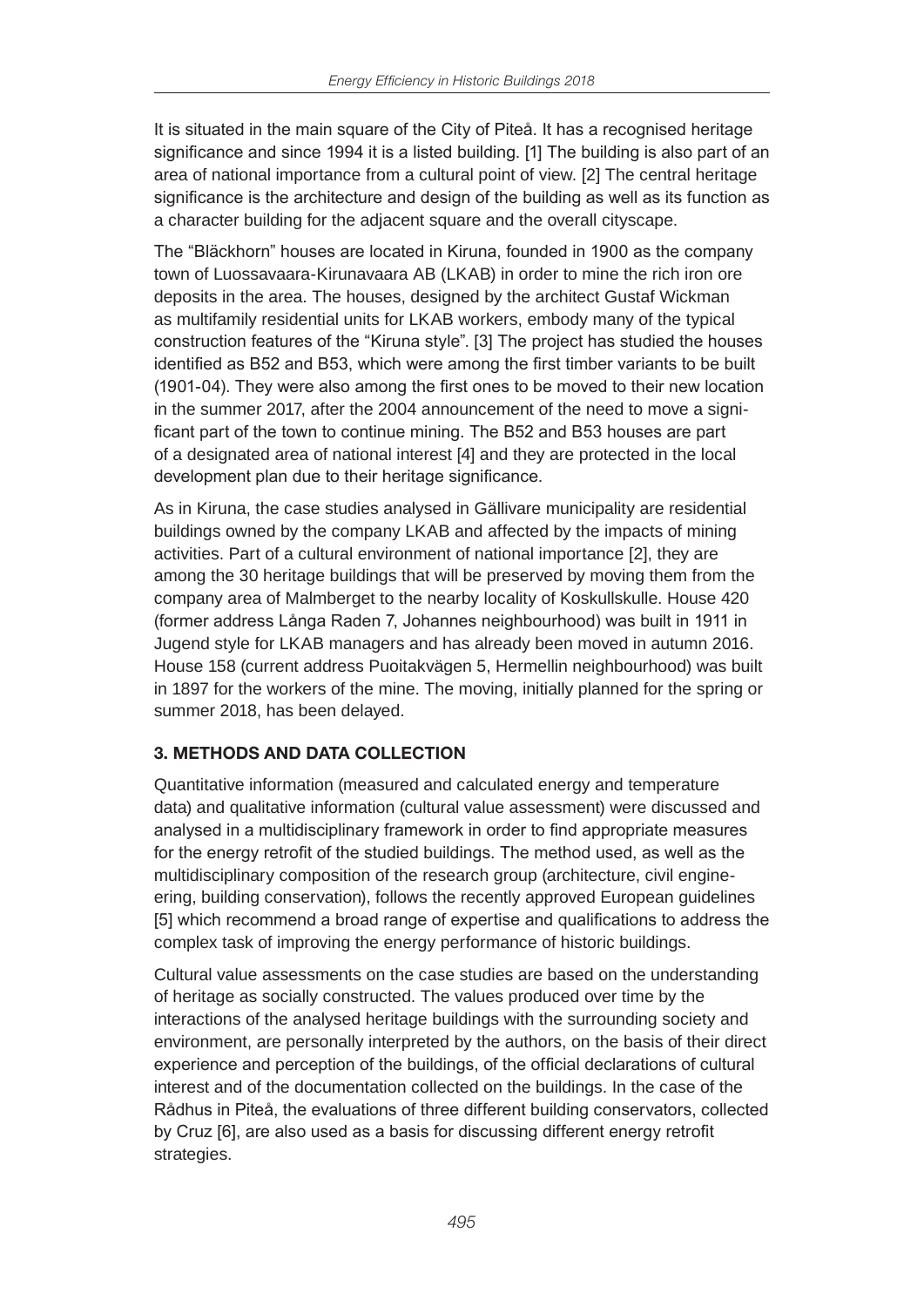It is situated in the main square of the City of Piteå. It has a recognised heritage significance and since 1994 it is a listed building. [1] The building is also part of an area of national importance from a cultural point of view. [2] The central heritage significance is the architecture and design of the building as well as its function as a character building for the adjacent square and the overall cityscape.

The "Bläckhorn" houses are located in Kiruna, founded in 1900 as the company town of Luossavaara-Kirunavaara AB (LKAB) in order to mine the rich iron ore deposits in the area. The houses, designed by the architect Gustaf Wickman as multifamily residential units for LKAB workers, embody many of the typical construction features of the "Kiruna style". [3] The project has studied the houses identified as B52 and B53, which were among the first timber variants to be built (1901-04). They were also among the first ones to be moved to their new location in the summer 2017, after the 2004 announcement of the need to move a significant part of the town to continue mining. The B52 and B53 houses are part of a designated area of national interest [4] and they are protected in the local development plan due to their heritage significance.

As in Kiruna, the case studies analysed in Gällivare municipality are residential buildings owned by the company LKAB and affected by the impacts of mining activities. Part of a cultural environment of national importance [2], they are among the 30 heritage buildings that will be preserved by moving them from the company area of Malmberget to the nearby locality of Koskullskulle. House 420 (former address Långa Raden 7, Johannes neighbourhood) was built in 1911 in Jugend style for LKAB managers and has already been moved in autumn 2016. House 158 (current address Puoitakvägen 5, Hermellin neighbourhood) was built in 1897 for the workers of the mine. The moving, initially planned for the spring or summer 2018, has been delayed.

## 3. METHODS AND DATA COLLECTION

Quantitative information (measured and calculated energy and temperature data) and qualitative information (cultural value assessment) were discussed and analysed in a multidisciplinary framework in order to find appropriate measures for the energy retrofit of the studied buildings. The method used, as well as the multidisciplinary composition of the research group (architecture, civil engineering, building conservation), follows the recently approved European guidelines [5] which recommend a broad range of expertise and qualifications to address the complex task of improving the energy performance of historic buildings.

Cultural value assessments on the case studies are based on the understanding of heritage as socially constructed. The values produced over time by the interactions of the analysed heritage buildings with the surrounding society and environment, are personally interpreted by the authors, on the basis of their direct experience and perception of the buildings, of the official declarations of cultural interest and of the documentation collected on the buildings. In the case of the Rådhus in Piteå, the evaluations of three different building conservators, collected by Cruz [6], are also used as a basis for discussing different energy retrofit strategies.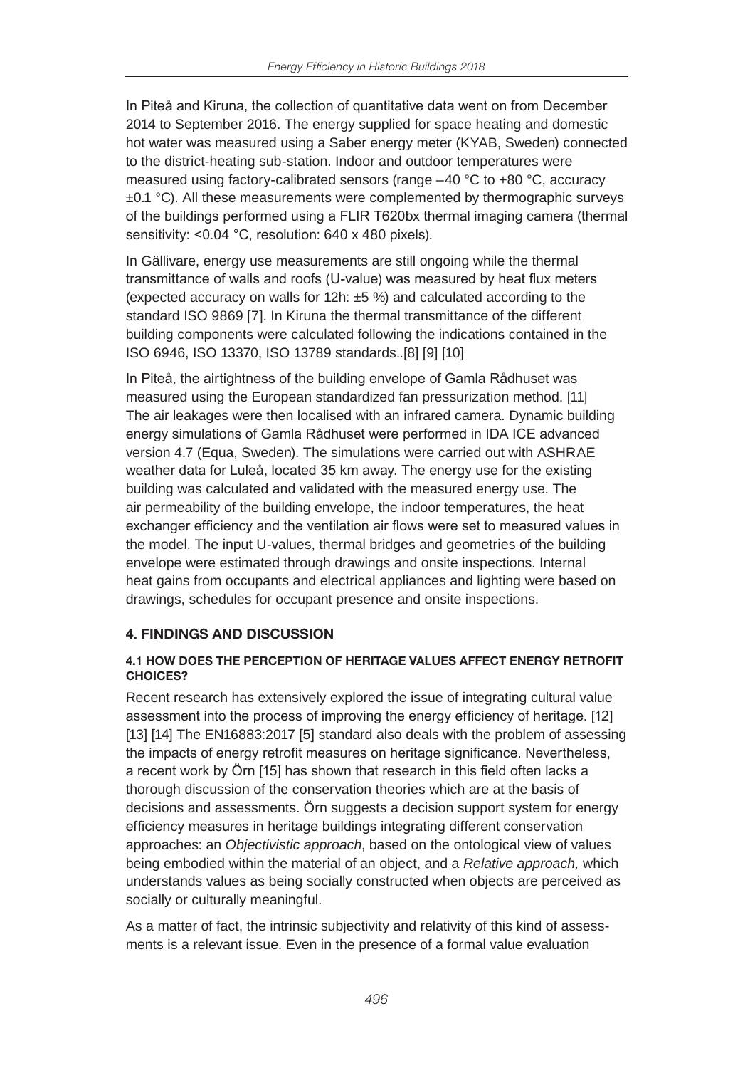In Piteå and Kiruna, the collection of quantitative data went on from December 2014 to September 2016. The energy supplied for space heating and domestic hot water was measured using a Saber energy meter (KYAB, Sweden) connected to the district-heating sub-station. Indoor and outdoor temperatures were measured using factory-calibrated sensors (range –40 °C to +80 °C, accuracy ±0.1 °C). All these measurements were complemented by thermographic surveys of the buildings performed using a FLIR T620bx thermal imaging camera (thermal sensitivity: <0.04 °C, resolution: 640 x 480 pixels).

In Gällivare, energy use measurements are still ongoing while the thermal transmittance of walls and roofs (U-value) was measured by heat flux meters (expected accuracy on walls for 12h: ±5 %) and calculated according to the standard ISO 9869 [7]. In Kiruna the thermal transmittance of the different building components were calculated following the indications contained in the ISO 6946, ISO 13370, ISO 13789 standards..[8] [9] [10]

In Piteå, the airtightness of the building envelope of Gamla Rådhuset was measured using the European standardized fan pressurization method. [11] The air leakages were then localised with an infrared camera. Dynamic building energy simulations of Gamla Rådhuset were performed in IDA ICE advanced version 4.7 (Equa, Sweden). The simulations were carried out with ASHRAE weather data for Luleå, located 35 km away. The energy use for the existing building was calculated and validated with the measured energy use. The air permeability of the building envelope, the indoor temperatures, the heat exchanger efficiency and the ventilation air flows were set to measured values in the model. The input U-values, thermal bridges and geometries of the building envelope were estimated through drawings and onsite inspections. Internal heat gains from occupants and electrical appliances and lighting were based on drawings, schedules for occupant presence and onsite inspections.

## 4. FINDINGS AND DISCUSSION

### 4.1 HOW DOES THE PERCEPTION OF HERITAGE VALUES AFFECT ENERGY RETROFIT CHOICES?

Recent research has extensively explored the issue of integrating cultural value assessment into the process of improving the energy efficiency of heritage. [12] [13] [14] The EN16883:2017 [5] standard also deals with the problem of assessing the impacts of energy retrofit measures on heritage significance. Nevertheless, a recent work by Örn [15] has shown that research in this field often lacks a thorough discussion of the conservation theories which are at the basis of decisions and assessments. Örn suggests a decision support system for energy efficiency measures in heritage buildings integrating different conservation approaches: an *Objectivistic approach*, based on the ontological view of values being embodied within the material of an object, and a *Relative approach,* which understands values as being socially constructed when objects are perceived as socially or culturally meaningful.

As a matter of fact, the intrinsic subjectivity and relativity of this kind of assessments is a relevant issue. Even in the presence of a formal value evaluation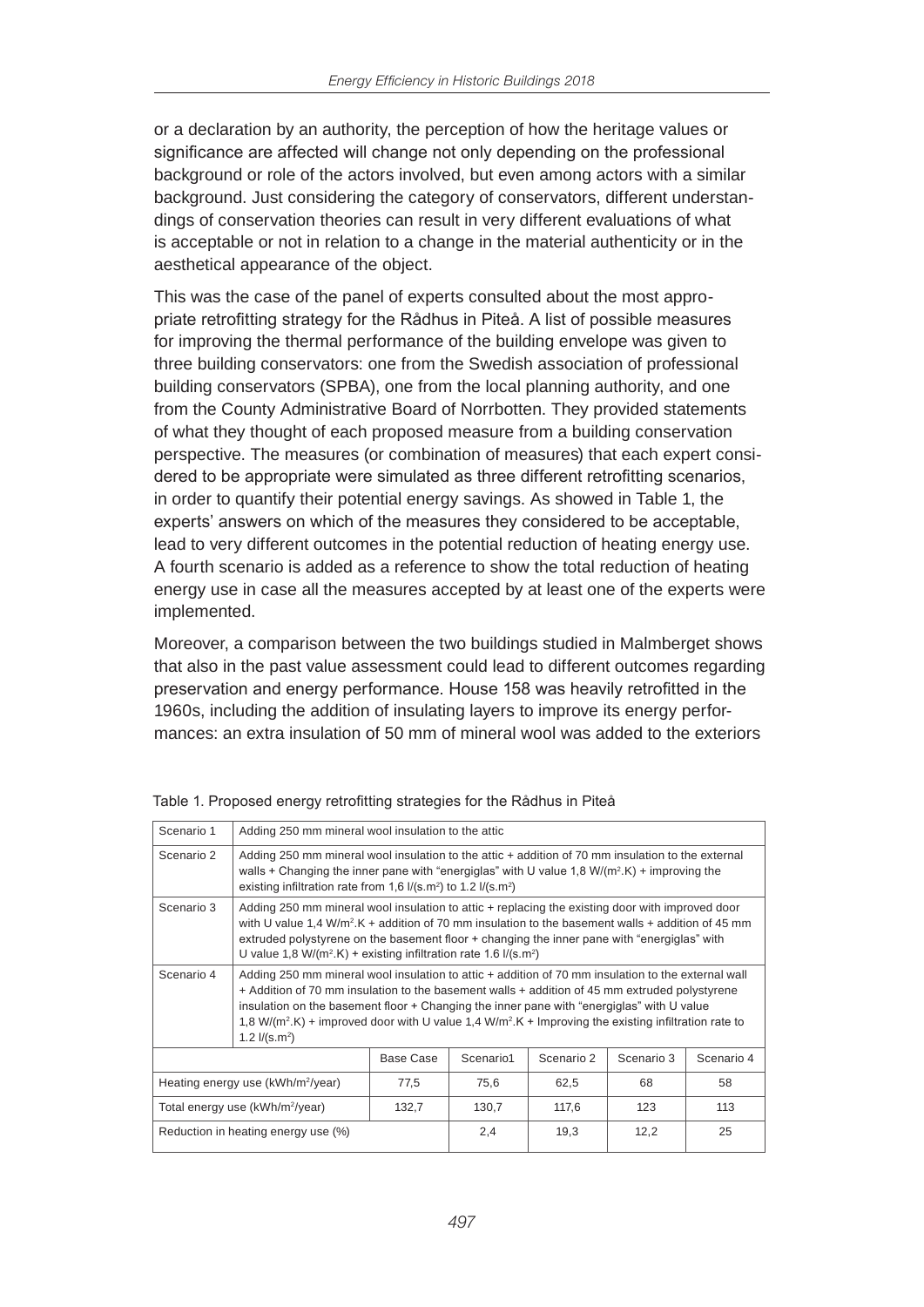or a declaration by an authority, the perception of how the heritage values or significance are affected will change not only depending on the professional background or role of the actors involved, but even among actors with a similar background. Just considering the category of conservators, different understandings of conservation theories can result in very different evaluations of what is acceptable or not in relation to a change in the material authenticity or in the aesthetical appearance of the object.

This was the case of the panel of experts consulted about the most appropriate retrofitting strategy for the Rådhus in Piteå. A list of possible measures for improving the thermal performance of the building envelope was given to three building conservators: one from the Swedish association of professional building conservators (SPBA), one from the local planning authority, and one from the County Administrative Board of Norrbotten. They provided statements of what they thought of each proposed measure from a building conservation perspective. The measures (or combination of measures) that each expert considered to be appropriate were simulated as three different retrofitting scenarios, in order to quantify their potential energy savings. As showed in Table 1, the experts' answers on which of the measures they considered to be acceptable, lead to very different outcomes in the potential reduction of heating energy use. A fourth scenario is added as a reference to show the total reduction of heating energy use in case all the measures accepted by at least one of the experts were implemented.

Moreover, a comparison between the two buildings studied in Malmberget shows that also in the past value assessment could lead to different outcomes regarding preservation and energy performance. House 158 was heavily retrofitted in the 1960s, including the addition of insulating layers to improve its energy performances: an extra insulation of 50 mm of mineral wool was added to the exteriors

Table 1. Proposed energy retrofitting strategies for the Rådhus in Piteå

| | | | | | | |
|---|---|---|---|---|---|---|
| Scenario 1 | Adding 250 mm mineral wool insulation to the attic | | | | | |
| Scenario 2 | Adding 250 mm mineral wool insulation to the attic + addition of 70 mm insulation to the external walls + Changing the inner pane with "energiglas" with U value 1,8 $W/(m^2.K)$ + improving the existing infiltration rate from 1,6 $l/(s.m^2)$ to 1.2 $l/(s.m^2)$ | | | | | |
| Scenario 3 | Adding 250 mm mineral wool insulation to attic + replacing the existing door with improved door with U value 1,4 $W/m^2.K$ + addition of 70 mm insulation to the basement walls + addition of 45 mm extruded polystyrene on the basement floor + changing the inner pane with "energiglas" with U value 1,8 $W/(m^2.K)$ + existing infiltration rate 1.6 $l/(s.m^2)$ | | | | | |
| Scenario 4 | Adding 250 mm mineral wool insulation to attic + addition of 70 mm insulation to the external wall + Addition of 70 mm insulation to the basement walls + addition of 45 mm extruded polystyrene insulation on the basement floor + Changing the inner pane with "energiglas" with U value 1,8 $W/(m^2.K)$ + improved door with U value 1,4 $W/m^2.K$ + Improving the existing infiltration rate to 1.2 $l/(s.m^2)$ | | | | | |
| | | Base Case | Scenario1 | Scenario 2 | Scenario 3 | Scenario 4 |
| Heating energy use ($kWh/m^2/year$) | | 77,5 | 75,6 | 62,5 | 68 | 58 |
| Total energy use ($kWh/m^2/year$) | | 132,7 | 130,7 | 117,6 | 123 | 113 |
| Reduction in heating energy use (%) | | | 2,4 | 19,3 | 12,2 | 25 |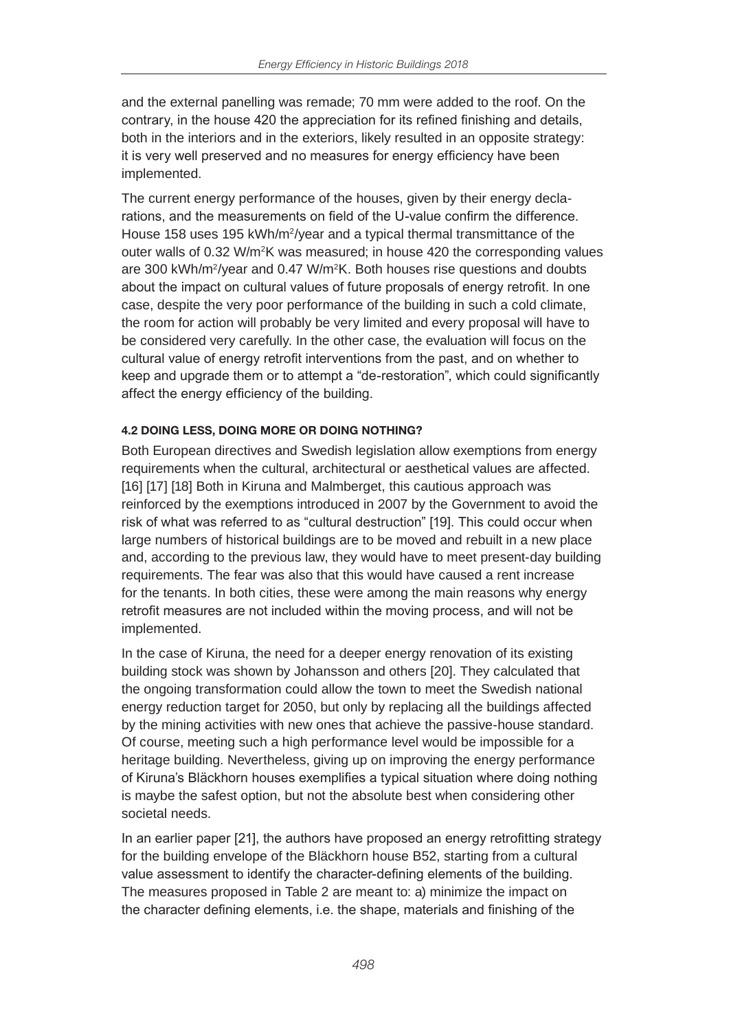and the external panelling was remade; 70 mm were added to the roof. On the contrary, in the house 420 the appreciation for its refined finishing and details, both in the interiors and in the exteriors, likely resulted in an opposite strategy: it is very well preserved and no measures for energy efficiency have been implemented.

The current energy performance of the houses, given by their energy declarations, and the measurements on field of the U-value confirm the difference. House 158 uses 195 kWh/m$^2$/year and a typical thermal transmittance of the outer walls of 0.32 W/m$^2$K was measured; in house 420 the corresponding values are 300 kWh/m$^2$/year and 0.47 W/m$^2$K. Both houses rise questions and doubts about the impact on cultural values of future proposals of energy retrofit. In one case, despite the very poor performance of the building in such a cold climate, the room for action will probably be very limited and every proposal will have to be considered very carefully. In the other case, the evaluation will focus on the cultural value of energy retrofit interventions from the past, and on whether to keep and upgrade them or to attempt a "de-restoration", which could significantly affect the energy efficiency of the building.

#### 4.2 DOING LESS, DOING MORE OR DOING NOTHING?

Both European directives and Swedish legislation allow exemptions from energy requirements when the cultural, architectural or aesthetical values are affected. [16] [17] [18] Both in Kiruna and Malmberget, this cautious approach was reinforced by the exemptions introduced in 2007 by the Government to avoid the risk of what was referred to as "cultural destruction" [19]. This could occur when large numbers of historical buildings are to be moved and rebuilt in a new place and, according to the previous law, they would have to meet present-day building requirements. The fear was also that this would have caused a rent increase for the tenants. In both cities, these were among the main reasons why energy retrofit measures are not included within the moving process, and will not be implemented.

In the case of Kiruna, the need for a deeper energy renovation of its existing building stock was shown by Johansson and others [20]. They calculated that the ongoing transformation could allow the town to meet the Swedish national energy reduction target for 2050, but only by replacing all the buildings affected by the mining activities with new ones that achieve the passive-house standard. Of course, meeting such a high performance level would be impossible for a heritage building. Nevertheless, giving up on improving the energy performance of Kiruna's Bläckhorn houses exemplifies a typical situation where doing nothing is maybe the safest option, but not the absolute best when considering other societal needs.

In an earlier paper [21], the authors have proposed an energy retrofitting strategy for the building envelope of the Bläckhorn house B52, starting from a cultural value assessment to identify the character-defining elements of the building. The measures proposed in Table 2 are meant to: a) minimize the impact on the character defining elements, i.e. the shape, materials and finishing of the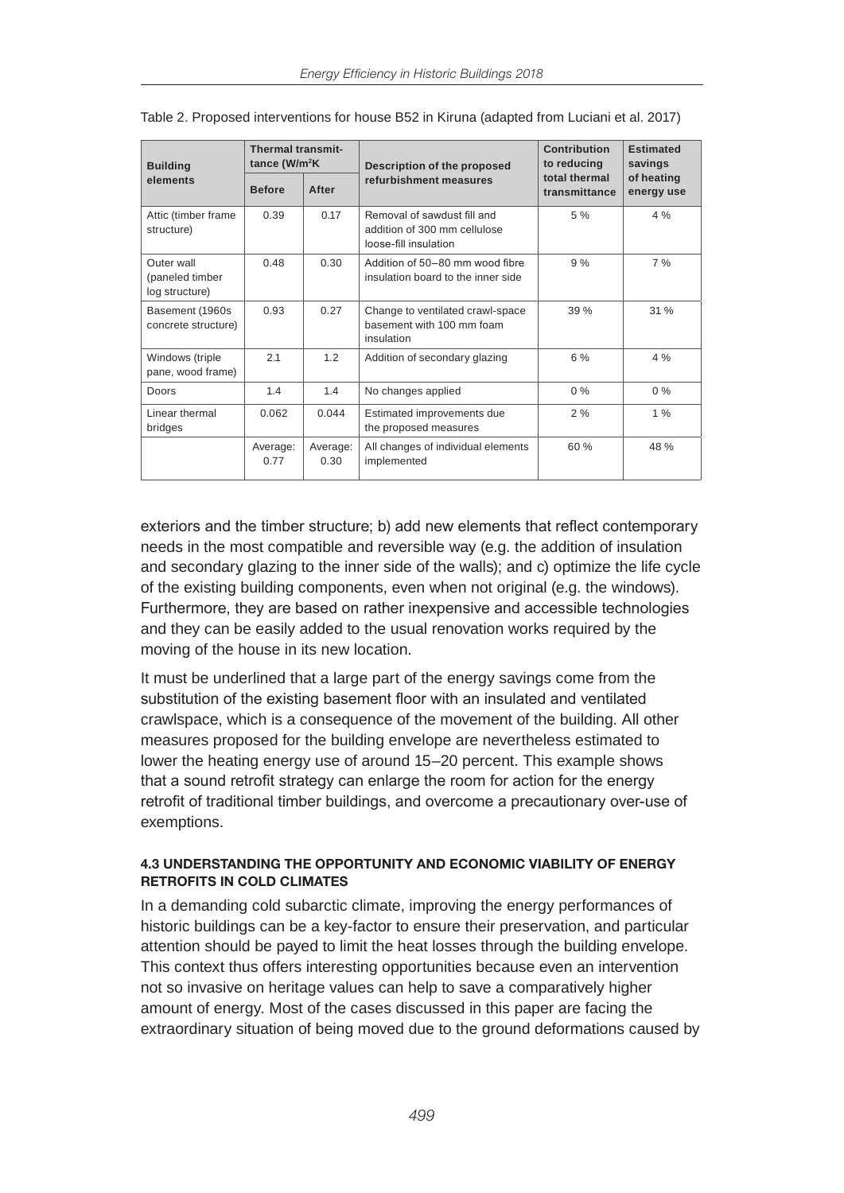Table 2. Proposed interventions for house B52 in Kiruna (adapted from Luciani et al. 2017)

| Building elements | Thermal transmittance (W/m²K | | Description of the proposed refurbishment measures | Contribution to reducing total thermal transmittance | Estimated savings of heating energy use |
|---|---|---|---|---|---|
| | Before | After | | | |
| Attic (timber frame structure) | 0.39 | 0.17 | Removal of sawdust fill and addition of 300 mm cellulose loose-fill insulation | 5 % | 4 % |
| Outer wall (paneled timber log structure) | 0.48 | 0.30 | Addition of 50–80 mm wood fibre insulation board to the inner side | 9 % | 7 % |
| Basement (1960s concrete structure) | 0.93 | 0.27 | Change to ventilated crawl-space basement with 100 mm foam insulation | 39 % | 31 % |
| Windows (triple pane, wood frame) | 2.1 | 1.2 | Addition of secondary glazing | 6 % | 4 % |
| Doors | 1.4 | 1.4 | No changes applied | 0 % | 0 % |
| Linear thermal bridges | 0.062 | 0.044 | Estimated improvements due the proposed measures | 2 % | 1 % |
| | Average: 0.77 | Average: 0.30 | All changes of individual elements implemented | 60 % | 48 % |

exteriors and the timber structure; b) add new elements that reflect contemporary needs in the most compatible and reversible way (e.g. the addition of insulation and secondary glazing to the inner side of the walls); and c) optimize the life cycle of the existing building components, even when not original (e.g. the windows). Furthermore, they are based on rather inexpensive and accessible technologies and they can be easily added to the usual renovation works required by the moving of the house in its new location.

It must be underlined that a large part of the energy savings come from the substitution of the existing basement floor with an insulated and ventilated crawlspace, which is a consequence of the movement of the building. All other measures proposed for the building envelope are nevertheless estimated to lower the heating energy use of around 15–20 percent. This example shows that a sound retrofit strategy can enlarge the room for action for the energy retrofit of traditional timber buildings, and overcome a precautionary over-use of exemptions.

#### 4.3 UNDERSTANDING THE OPPORTUNITY AND ECONOMIC VIABILITY OF ENERGY RETROFITS IN COLD CLIMATES

In a demanding cold subarctic climate, improving the energy performances of historic buildings can be a key-factor to ensure their preservation, and particular attention should be payed to limit the heat losses through the building envelope. This context thus offers interesting opportunities because even an intervention not so invasive on heritage values can help to save a comparatively higher amount of energy. Most of the cases discussed in this paper are facing the extraordinary situation of being moved due to the ground deformations caused by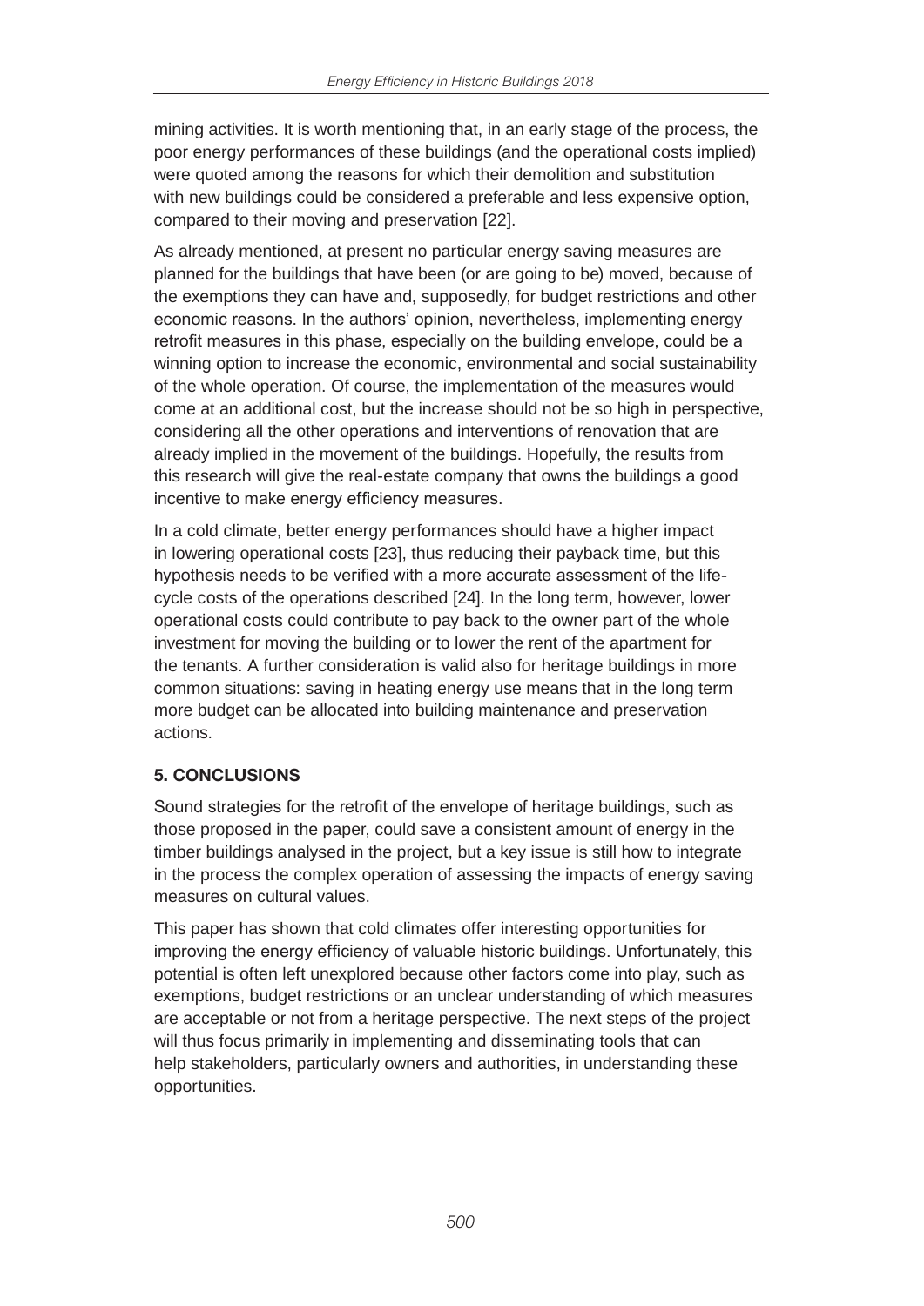mining activities. It is worth mentioning that, in an early stage of the process, the poor energy performances of these buildings (and the operational costs implied) were quoted among the reasons for which their demolition and substitution with new buildings could be considered a preferable and less expensive option, compared to their moving and preservation [22].

As already mentioned, at present no particular energy saving measures are planned for the buildings that have been (or are going to be) moved, because of the exemptions they can have and, supposedly, for budget restrictions and other economic reasons. In the authors' opinion, nevertheless, implementing energy retrofit measures in this phase, especially on the building envelope, could be a winning option to increase the economic, environmental and social sustainability of the whole operation. Of course, the implementation of the measures would come at an additional cost, but the increase should not be so high in perspective, considering all the other operations and interventions of renovation that are already implied in the movement of the buildings. Hopefully, the results from this research will give the real-estate company that owns the buildings a good incentive to make energy efficiency measures.

In a cold climate, better energy performances should have a higher impact in lowering operational costs [23], thus reducing their payback time, but this hypothesis needs to be verified with a more accurate assessment of the life-cycle costs of the operations described [24]. In the long term, however, lower operational costs could contribute to pay back to the owner part of the whole investment for moving the building or to lower the rent of the apartment for the tenants. A further consideration is valid also for heritage buildings in more common situations: saving in heating energy use means that in the long term more budget can be allocated into building maintenance and preservation actions.

## 5. CONCLUSIONS

Sound strategies for the retrofit of the envelope of heritage buildings, such as those proposed in the paper, could save a consistent amount of energy in the timber buildings analysed in the project, but a key issue is still how to integrate in the process the complex operation of assessing the impacts of energy saving measures on cultural values.

This paper has shown that cold climates offer interesting opportunities for improving the energy efficiency of valuable historic buildings. Unfortunately, this potential is often left unexplored because other factors come into play, such as exemptions, budget restrictions or an unclear understanding of which measures are acceptable or not from a heritage perspective. The next steps of the project will thus focus primarily in implementing and disseminating tools that can help stakeholders, particularly owners and authorities, in understanding these opportunities.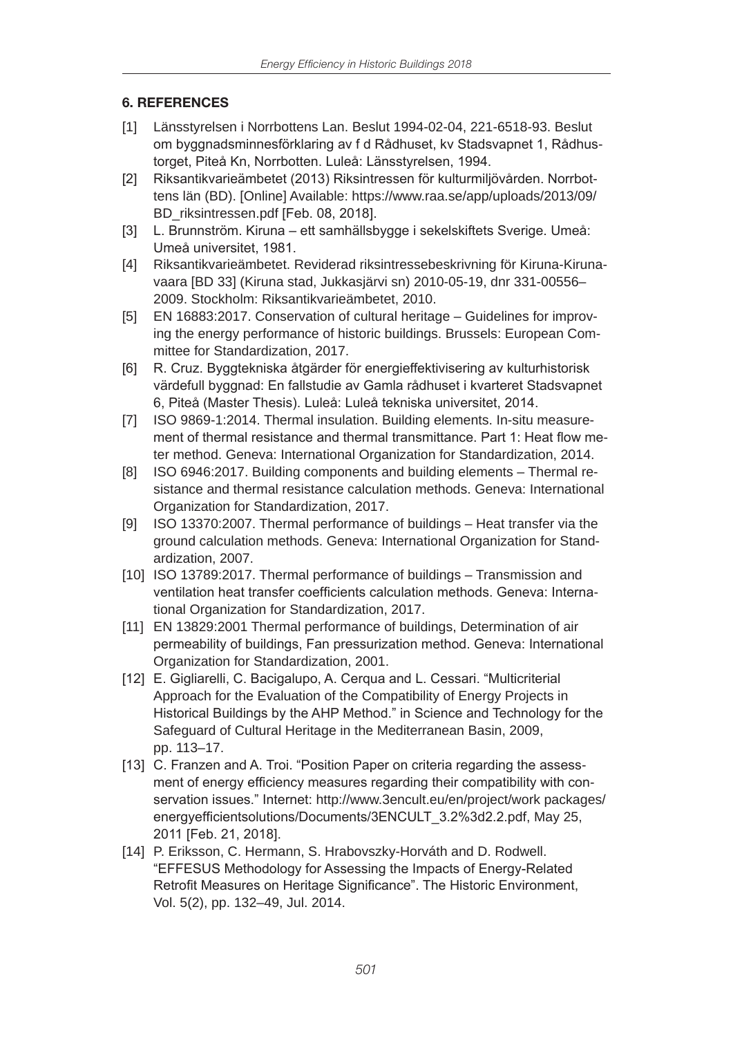## 6. REFERENCES

[1] Länsstyrelsen i Norrbottens Lan. Beslut 1994-02-04, 221-6518-93. Beslut om byggnadsminnesförklaring av f d Rådhuset, kv Stadsvapnet 1, Rådhustorget, Piteå Kn, Norrbotten. Luleå: Länsstyrelsen, 1994.

[2] Riksantikvarieämbetet (2013) Riksintressen för kulturmiljövården. Norrbottens län (BD). [Online] Available: https://www.raa.se/app/uploads/2013/09/BD_riksintressen.pdf [Feb. 08, 2018].

[3] L. Brunnström. Kiruna – ett samhällsbygge i sekelskiftets Sverige. Umeå: Umeå universitet, 1981.

[4] Riksantikvarieämbetet. Reviderad riksintressebeskrivning för Kiruna-Kirunavaara [BD 33] (Kiruna stad, Jukkasjärvi sn) 2010-05-19, dnr 331-00556–2009. Stockholm: Riksantikvarieämbetet, 2010.

[5] EN 16883:2017. Conservation of cultural heritage – Guidelines for improving the energy performance of historic buildings. Brussels: European Committee for Standardization, 2017.

[6] R. Cruz. Byggtekniska åtgärder för energieffektivisering av kulturhistorisk värdefull byggnad: En fallstudie av Gamla rådhuset i kvarteret Stadsvapnet 6, Piteå (Master Thesis). Luleå: Luleå tekniska universitet, 2014.

[7] ISO 9869-1:2014. Thermal insulation. Building elements. In-situ measurement of thermal resistance and thermal transmittance. Part 1: Heat flow meter method. Geneva: International Organization for Standardization, 2014.

[8] ISO 6946:2017. Building components and building elements – Thermal resistance and thermal resistance calculation methods. Geneva: International Organization for Standardization, 2017.

[9] ISO 13370:2007. Thermal performance of buildings – Heat transfer via the ground calculation methods. Geneva: International Organization for Standardization, 2007.

[10] ISO 13789:2017. Thermal performance of buildings – Transmission and ventilation heat transfer coefficients calculation methods. Geneva: International Organization for Standardization, 2017.

[11] EN 13829:2001 Thermal performance of buildings, Determination of air permeability of buildings, Fan pressurization method. Geneva: International Organization for Standardization, 2001.

[12] E. Gigliarelli, C. Bacigalupo, A. Cerqua and L. Cessari. "Multicriterial Approach for the Evaluation of the Compatibility of Energy Projects in Historical Buildings by the AHP Method." in Science and Technology for the Safeguard of Cultural Heritage in the Mediterranean Basin, 2009, pp. 113–17.

[13] C. Franzen and A. Troi. "Position Paper on criteria regarding the assessment of energy efficiency measures regarding their compatibility with conservation issues." Internet: http://www.3encult.eu/en/project/work packages/energyefficientsolutions/Documents/3ENCULT_3.2%3d2.2.pdf, May 25, 2011 [Feb. 21, 2018].

[14] P. Eriksson, C. Hermann, S. Hrabovszky-Horváth and D. Rodwell. "EFFESUS Methodology for Assessing the Impacts of Energy-Related Retrofit Measures on Heritage Significance". The Historic Environment, Vol. 5(2), pp. 132–49, Jul. 2014.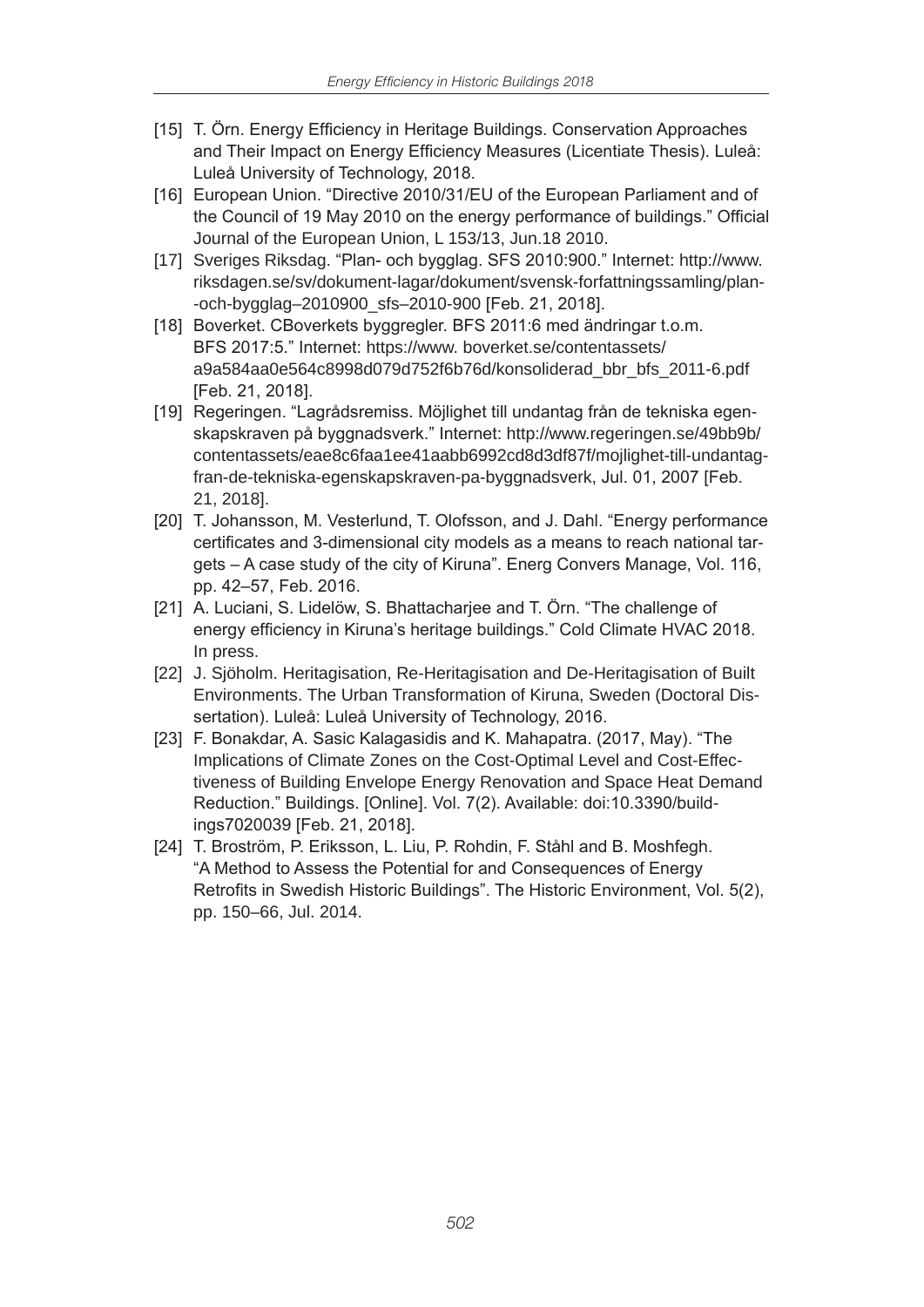[15] T. Örn. Energy Efficiency in Heritage Buildings. Conservation Approaches and Their Impact on Energy Efficiency Measures (Licentiate Thesis). Luleå: Luleå University of Technology, 2018.

[16] European Union. "Directive 2010/31/EU of the European Parliament and of the Council of 19 May 2010 on the energy performance of buildings." Official Journal of the European Union, L 153/13, Jun.18 2010.

[17] Sveriges Riksdag. "Plan- och bygglag. SFS 2010:900." Internet: http://www.riksdagen.se/sv/dokument-lagar/dokument/svensk-forfattningssamling/plan--och-bygglag–2010900_sfs–2010-900 [Feb. 21, 2018].

[18] Boverket. CBoverkets byggregler. BFS 2011:6 med ändringar t.o.m. BFS 2017:5." Internet: https://www. boverket.se/contentassets/a9a584aa0e564c8998d079d752f6b76d/konsoliderad_bbr_bfs_2011-6.pdf [Feb. 21, 2018].

[19] Regeringen. "Lagrådsremiss. Möjlighet till undantag från de tekniska egenskapskraven på byggnadsverk." Internet: http://www.regeringen.se/49bb9b/contentassets/eae8c6faa1ee41aabb6992cd8d3df87f/mojlighet-till-undantag-fran-de-tekniska-egenskapskraven-pa-byggnadsverk, Jul. 01, 2007 [Feb. 21, 2018].

[20] T. Johansson, M. Vesterlund, T. Olofsson, and J. Dahl. "Energy performance certificates and 3-dimensional city models as a means to reach national targets – A case study of the city of Kiruna". Energ Convers Manage, Vol. 116, pp. 42–57, Feb. 2016.

[21] A. Luciani, S. Lidelöw, S. Bhattacharjee and T. Örn. "The challenge of energy efficiency in Kiruna's heritage buildings." Cold Climate HVAC 2018. In press.

[22] J. Sjöholm. Heritagisation, Re-Heritagisation and De-Heritagisation of Built Environments. The Urban Transformation of Kiruna, Sweden (Doctoral Dissertation). Luleå: Luleå University of Technology, 2016.

[23] F. Bonakdar, A. Sasic Kalagasidis and K. Mahapatra. (2017, May). "The Implications of Climate Zones on the Cost-Optimal Level and Cost-Effectiveness of Building Envelope Energy Renovation and Space Heat Demand Reduction." Buildings. [Online]. Vol. 7(2). Available: doi:10.3390/buildings7020039 [Feb. 21, 2018].

[24] T. Broström, P. Eriksson, L. Liu, P. Rohdin, F. Ståhl and B. Moshfegh. "A Method to Assess the Potential for and Consequences of Energy Retrofits in Swedish Historic Buildings". The Historic Environment, Vol. 5(2), pp. 150–66, Jul. 2014.